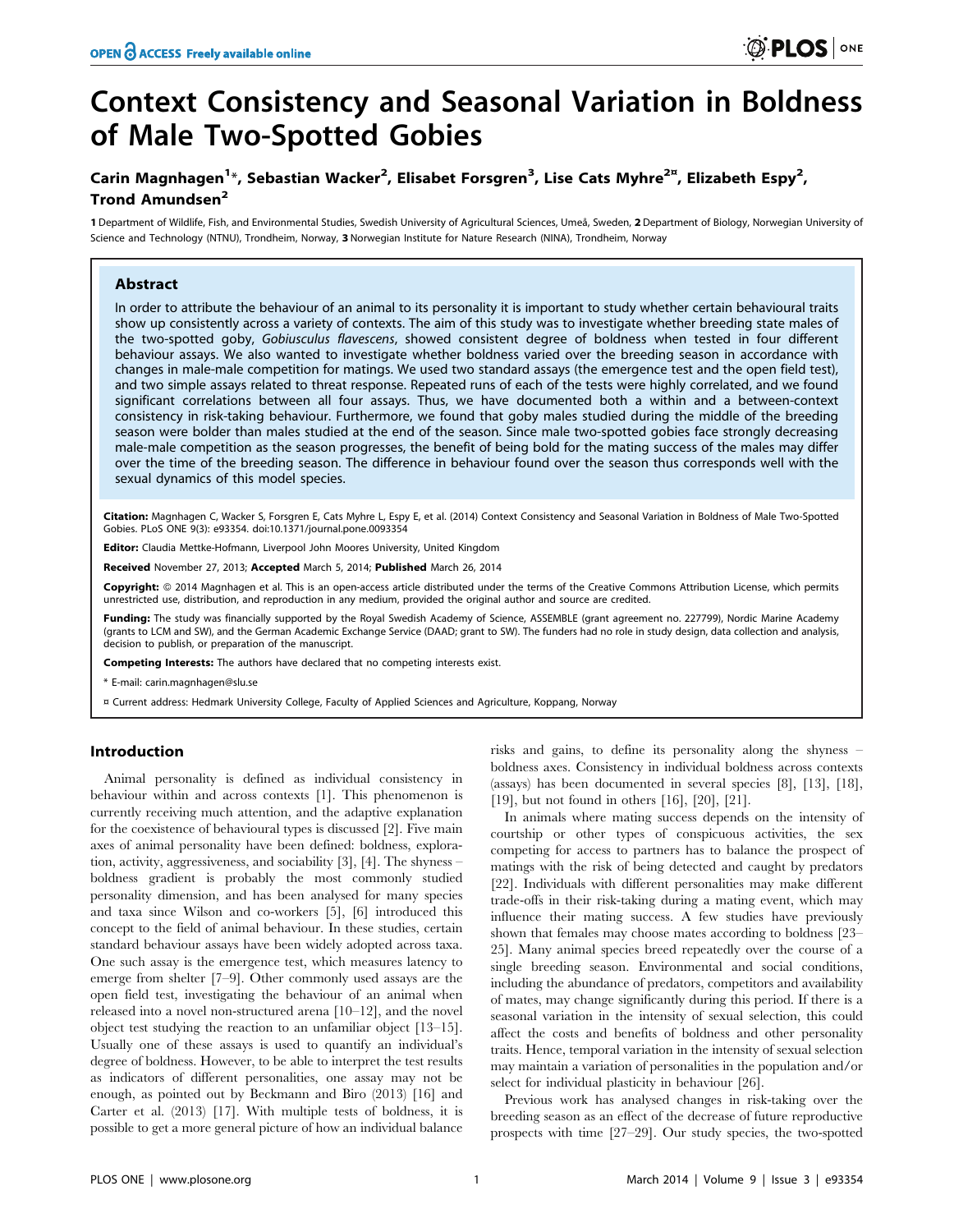# Context Consistency and Seasonal Variation in Boldness of Male Two-Spotted Gobies

**Carin Magnhagen[1]*, Sebastian Wacker[2], Elisabet Forsgren[3], Lise Cats Myhre[2¤], Elizabeth Espy[2], Trond Amundsen[2]**

1 Department of Wildlife, Fish, and Environmental Studies, Swedish University of Agricultural Sciences, Umeå, Sweden, 2 Department of Biology, Norwegian University of Science and Technology (NTNU), Trondheim, Norway, 3 Norwegian Institute for Nature Research (NINA), Trondheim, Norway

## Abstract

In order to attribute the behaviour of an animal to its personality it is important to study whether certain behavioural traits show up consistently across a variety of contexts. The aim of this study was to investigate whether breeding state males of the two-spotted goby, *Gobiusculus flavescens*, showed consistent degree of boldness when tested in four different behaviour assays. We also wanted to investigate whether boldness varied over the breeding season in accordance with changes in male-male competition for matings. We used two standard assays (the emergence test and the open field test), and two simple assays related to threat response. Repeated runs of each of the tests were highly correlated, and we found significant correlations between all four assays. Thus, we have documented both a within and a between-context consistency in risk-taking behaviour. Furthermore, we found that goby males studied during the middle of the breeding season were bolder than males studied at the end of the season. Since male two-spotted gobies face strongly decreasing male-male competition as the season progresses, the benefit of being bold for the mating success of the males may differ over the time of the breeding season. The difference in behaviour found over the season thus corresponds well with the sexual dynamics of this model species.

**Citation:** Magnhagen C, Wacker S, Forsgren E, Cats Myhre L, Espy E, et al. (2014) Context Consistency and Seasonal Variation in Boldness of Male Two-Spotted Gobies. PLoS ONE 9(3): e93354. doi:10.1371/journal.pone.0093354

**Editor:** Claudia Mettke-Hofmann, Liverpool John Moores University, United Kingdom

**Received** November 27, 2013; **Accepted** March 5, 2014; **Published** March 26, 2014

**Copyright:** © 2014 Magnhagen et al. This is an open-access article distributed under the terms of the Creative Commons Attribution License, which permits unrestricted use, distribution, and reproduction in any medium, provided the original author and source are credited.

**Funding:** The study was financially supported by the Royal Swedish Academy of Science, ASSEMBLE (grant agreement no. 227799), Nordic Marine Academy (grants to LCM and SW), and the German Academic Exchange Service (DAAD; grant to SW). The funders had no role in study design, data collection and analysis, decision to publish, or preparation of the manuscript.

**Competing Interests:** The authors have declared that no competing interests exist.

\* E-mail: carin.magnhagen@slu.se

¤ Current address: Hedmark University College, Faculty of Applied Sciences and Agriculture, Koppang, Norway

## Introduction

Animal personality is defined as individual consistency in behaviour within and across contexts [1]. This phenomenon is currently receiving much attention, and the adaptive explanation for the coexistence of behavioural types is discussed [2]. Five main axes of animal personality have been defined: boldness, exploration, activity, aggressiveness, and sociability [3], [4]. The shyness – boldness gradient is probably the most commonly studied personality dimension, and has been analysed for many species and taxa since Wilson and co-workers [5], [6] introduced this concept to the field of animal behaviour. In these studies, certain standard behaviour assays have been widely adopted across taxa. One such assay is the emergence test, which measures latency to emerge from shelter [7–9]. Other commonly used assays are the open field test, investigating the behaviour of an animal when released into a novel non-structured arena [10–12], and the novel object test studying the reaction to an unfamiliar object [13–15]. Usually one of these assays is used to quantify an individual's degree of boldness. However, to be able to interpret the test results as indicators of different personalities, one assay may not be enough, as pointed out by Beckmann and Biro (2013) [16] and Carter et al. (2013) [17]. With multiple tests of boldness, it is possible to get a more general picture of how an individual balance risks and gains, to define its personality along the shyness – boldness axes. Consistency in individual boldness across contexts (assays) has been documented in several species [8], [13], [18], [19], but not found in others [16], [20], [21].

In animals where mating success depends on the intensity of courtship or other types of conspicuous activities, the sex competing for access to partners has to balance the prospect of matings with the risk of being detected and caught by predators [22]. Individuals with different personalities may make different trade-offs in their risk-taking during a mating event, which may influence their mating success. A few studies have previously shown that females may choose mates according to boldness [23–25]. Many animal species breed repeatedly over the course of a single breeding season. Environmental and social conditions, including the abundance of predators, competitors and availability of mates, may change significantly during this period. If there is a seasonal variation in the intensity of sexual selection, this could affect the costs and benefits of boldness and other personality traits. Hence, temporal variation in the intensity of sexual selection may maintain a variation of personalities in the population and/or select for individual plasticity in behaviour [26].

Previous work has analysed changes in risk-taking over the breeding season as an effect of the decrease of future reproductive prospects with time [27–29]. Our study species, the two-spotted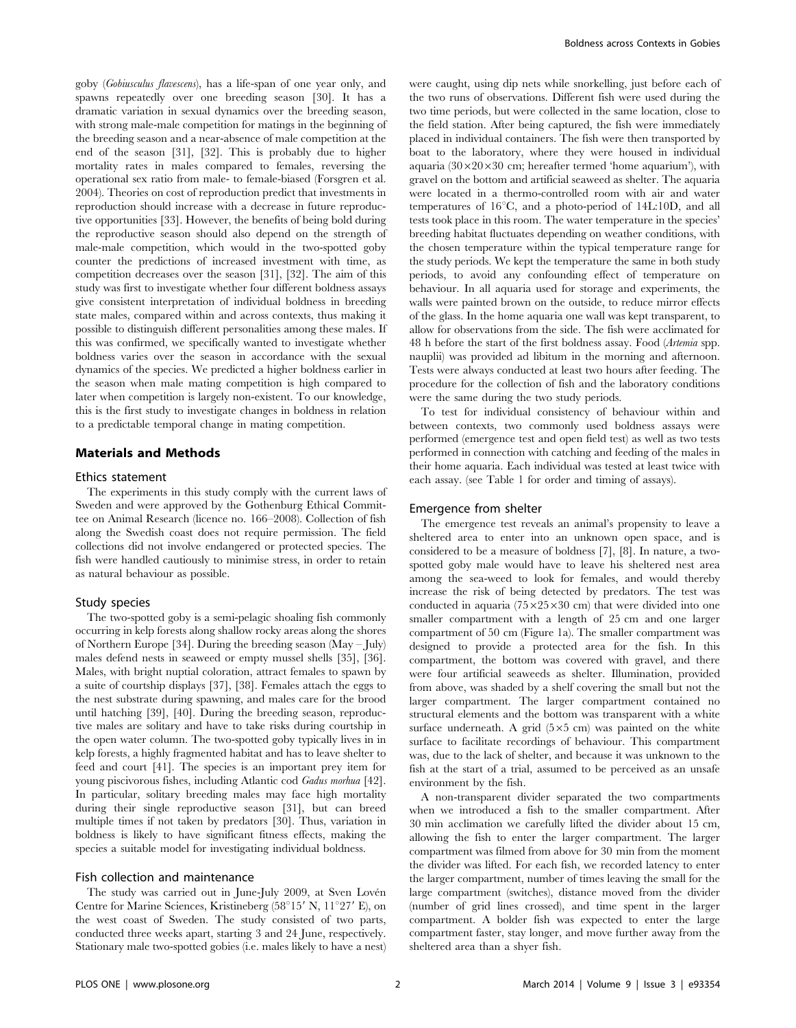goby (*Gobiusculus flavescens*), has a life-span of one year only, and spawns repeatedly over one breeding season [30]. It has a dramatic variation in sexual dynamics over the breeding season, with strong male-male competition for matings in the beginning of the breeding season and a near-absence of male competition at the end of the season [31], [32]. This is probably due to higher mortality rates in males compared to females, reversing the operational sex ratio from male- to female-biased (Forsgren et al. 2004). Theories on cost of reproduction predict that investments in reproduction should increase with a decrease in future reproductive opportunities [33]. However, the benefits of being bold during the reproductive season should also depend on the strength of male-male competition, which would in the two-spotted goby counter the predictions of increased investment with time, as competition decreases over the season [31], [32]. The aim of this study was first to investigate whether four different boldness assays give consistent interpretation of individual boldness in breeding state males, compared within and across contexts, thus making it possible to distinguish different personalities among these males. If this was confirmed, we specifically wanted to investigate whether boldness varies over the season in accordance with the sexual dynamics of the species. We predicted a higher boldness earlier in the season when male mating competition is high compared to later when competition is largely non-existent. To our knowledge, this is the first study to investigate changes in boldness in relation to a predictable temporal change in mating competition.

## Materials and Methods

### Ethics statement

The experiments in this study comply with the current laws of Sweden and were approved by the Gothenburg Ethical Committee on Animal Research (licence no. 166–2008). Collection of fish along the Swedish coast does not require permission. The field collections did not involve endangered or protected species. The fish were handled cautiously to minimise stress, in order to retain as natural behaviour as possible.

### Study species

The two-spotted goby is a semi-pelagic shoaling fish commonly occurring in kelp forests along shallow rocky areas along the shores of Northern Europe [34]. During the breeding season (May – July) males defend nests in seaweed or empty mussel shells [35], [36]. Males, with bright nuptial coloration, attract females to spawn by a suite of courtship displays [37], [38]. Females attach the eggs to the nest substrate during spawning, and males care for the brood until hatching [39], [40]. During the breeding season, reproductive males are solitary and have to take risks during courtship in the open water column. The two-spotted goby typically lives in in kelp forests, a highly fragmented habitat and has to leave shelter to feed and court [41]. The species is an important prey item for young piscivorous fishes, including Atlantic cod *Gadus morhua* [42]. In particular, solitary breeding males may face high mortality during their single reproductive season [31], but can breed multiple times if not taken by predators [30]. Thus, variation in boldness is likely to have significant fitness effects, making the species a suitable model for investigating individual boldness.

### Fish collection and maintenance

The study was carried out in June-July 2009, at Sven Lovén Centre for Marine Sciences, Kristineberg (58°15′ N, 11°27′ E), on the west coast of Sweden. The study consisted of two parts, conducted three weeks apart, starting 3 and 24 June, respectively. Stationary male two-spotted gobies (i.e. males likely to have a nest) were caught, using dip nets while snorkelling, just before each of the two runs of observations. Different fish were used during the two time periods, but were collected in the same location, close to the field station. After being captured, the fish were immediately placed in individual containers. The fish were then transported by boat to the laboratory, where they were housed in individual aquaria (30×20×30 cm; hereafter termed 'home aquarium'), with gravel on the bottom and artificial seaweed as shelter. The aquaria were located in a thermo-controlled room with air and water temperatures of 16°C, and a photo-period of 14L:10D, and all tests took place in this room. The water temperature in the species' breeding habitat fluctuates depending on weather conditions, with the chosen temperature within the typical temperature range for the study periods. We kept the temperature the same in both study periods, to avoid any confounding effect of temperature on behaviour. In all aquaria used for storage and experiments, the walls were painted brown on the outside, to reduce mirror effects of the glass. In the home aquaria one wall was kept transparent, to allow for observations from the side. The fish were acclimated for 48 h before the start of the first boldness assay. Food (*Artemia* spp. nauplii) was provided ad libitum in the morning and afternoon. Tests were always conducted at least two hours after feeding. The procedure for the collection of fish and the laboratory conditions were the same during the two study periods.

To test for individual consistency of behaviour within and between contexts, two commonly used boldness assays were performed (emergence test and open field test) as well as two tests performed in connection with catching and feeding of the males in their home aquaria. Each individual was tested at least twice with each assay. (see Table 1 for order and timing of assays).

### Emergence from shelter

The emergence test reveals an animal's propensity to leave a sheltered area to enter into an unknown open space, and is considered to be a measure of boldness [7], [8]. In nature, a two-spotted goby male would have to leave his sheltered nest area among the sea-weed to look for females, and would thereby increase the risk of being detected by predators. The test was conducted in aquaria (75×25×30 cm) that were divided into one smaller compartment with a length of 25 cm and one larger compartment of 50 cm (Figure 1a). The smaller compartment was designed to provide a protected area for the fish. In this compartment, the bottom was covered with gravel, and there were four artificial seaweeds as shelter. Illumination, provided from above, was shaded by a shelf covering the small but not the larger compartment. The larger compartment contained no structural elements and the bottom was transparent with a white surface underneath. A grid (5×5 cm) was painted on the white surface to facilitate recordings of behaviour. This compartment was, due to the lack of shelter, and because it was unknown to the fish at the start of a trial, assumed to be perceived as an unsafe environment by the fish.

A non-transparent divider separated the two compartments when we introduced a fish to the smaller compartment. After 30 min acclimation we carefully lifted the divider about 15 cm, allowing the fish to enter the larger compartment. The larger compartment was filmed from above for 30 min from the moment the divider was lifted. For each fish, we recorded latency to enter the larger compartment, number of times leaving the small for the large compartment (switches), distance moved from the divider (number of grid lines crossed), and time spent in the larger compartment. A bolder fish was expected to enter the large compartment faster, stay longer, and move further away from the sheltered area than a shyer fish.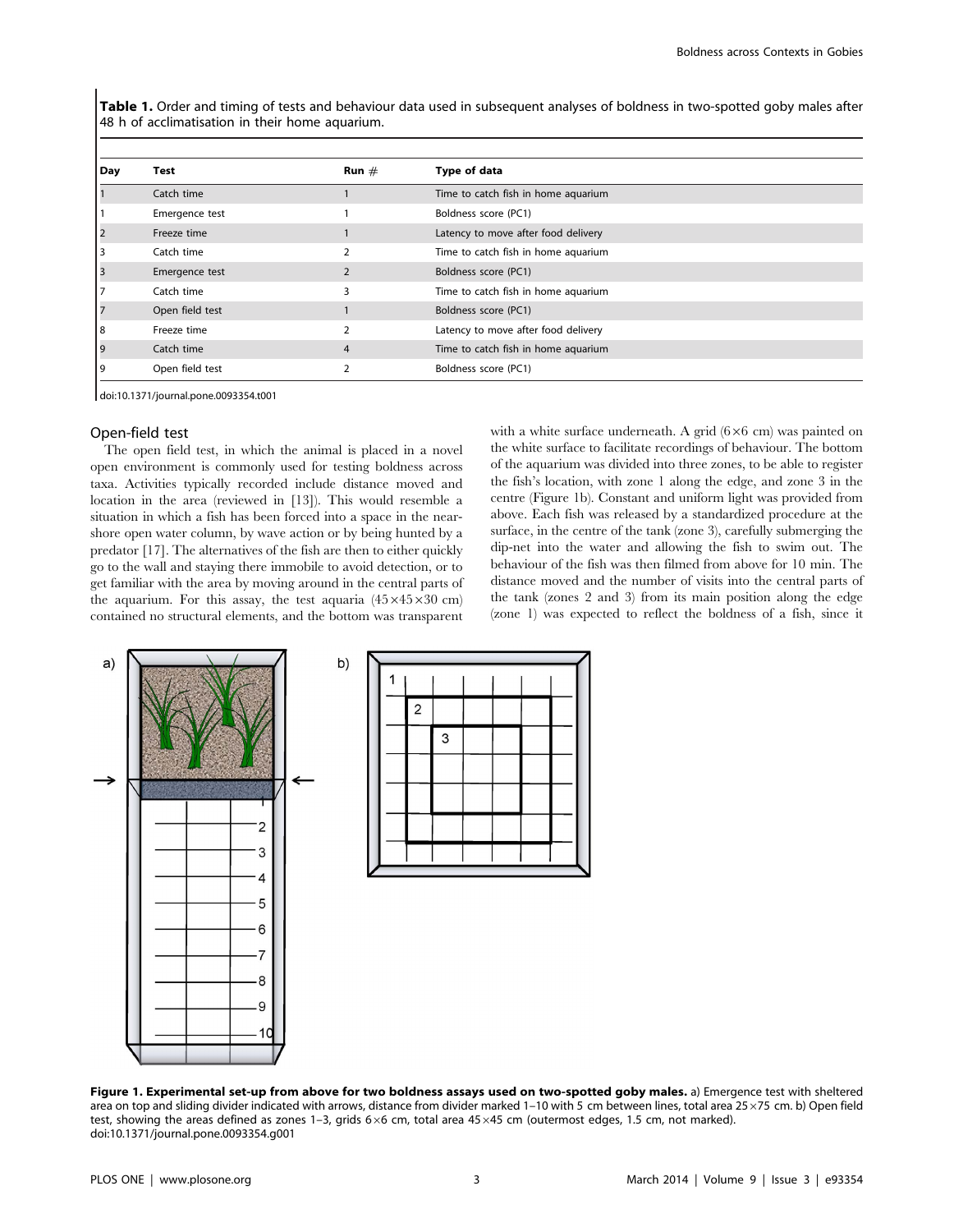**Table 1.** Order and timing of tests and behaviour data used in subsequent analyses of boldness in two-spotted goby males after 48 h of acclimatisation in their home aquarium.

| Day | Test | Run # | Type of data |
|---|---|---|---|
| 1 | Catch time | 1 | Time to catch fish in home aquarium |
| 1 | Emergence test | 1 | Boldness score (PC1) |
| 2 | Freeze time | 1 | Latency to move after food delivery |
| 3 | Catch time | 2 | Time to catch fish in home aquarium |
| 3 | Emergence test | 2 | Boldness score (PC1) |
| 7 | Catch time | 3 | Time to catch fish in home aquarium |
| 7 | Open field test | 1 | Boldness score (PC1) |
| 8 | Freeze time | 2 | Latency to move after food delivery |
| 9 | Catch time | 4 | Time to catch fish in home aquarium |
| 9 | Open field test | 2 | Boldness score (PC1) |

doi:10.1371/journal.pone.0093354.t001

### Open-field test

The open field test, in which the animal is placed in a novel open environment is commonly used for testing boldness across taxa. Activities typically recorded include distance moved and location in the area (reviewed in [13]). This would resemble a situation in which a fish has been forced into a space in the near-shore open water column, by wave action or by being hunted by a predator [17]. The alternatives of the fish are then to either quickly go to the wall and staying there immobile to avoid detection, or to get familiar with the area by moving around in the central parts of the aquarium. For this assay, the test aquaria (45×45×30 cm) contained no structural elements, and the bottom was transparent with a white surface underneath. A grid (6×6 cm) was painted on the white surface to facilitate recordings of behaviour. The bottom of the aquarium was divided into three zones, to be able to register the fish's location, with zone 1 along the edge, and zone 3 in the centre (Figure 1b). Constant and uniform light was provided from above. Each fish was released by a standardized procedure at the surface, in the centre of the tank (zone 3), carefully submerging the dip-net into the water and allowing the fish to swim out. The behaviour of the fish was then filmed from above for 10 min. The distance moved and the number of visits into the central parts of the tank (zones 2 and 3) from its main position along the edge (zone 1) was expected to reflect the boldness of a fish, since it

**Figure 1. Experimental set-up from above for two boldness assays used on two-spotted goby males.** a) Emergence test with sheltered area on top and sliding divider indicated with arrows, distance from divider marked 1–10 with 5 cm between lines, total area 25×75 cm. b) Open field test, showing the areas defined as zones 1–3, grids 6×6 cm, total area 45×45 cm (outermost edges, 1.5 cm, not marked).
doi:10.1371/journal.pone.0093354.g001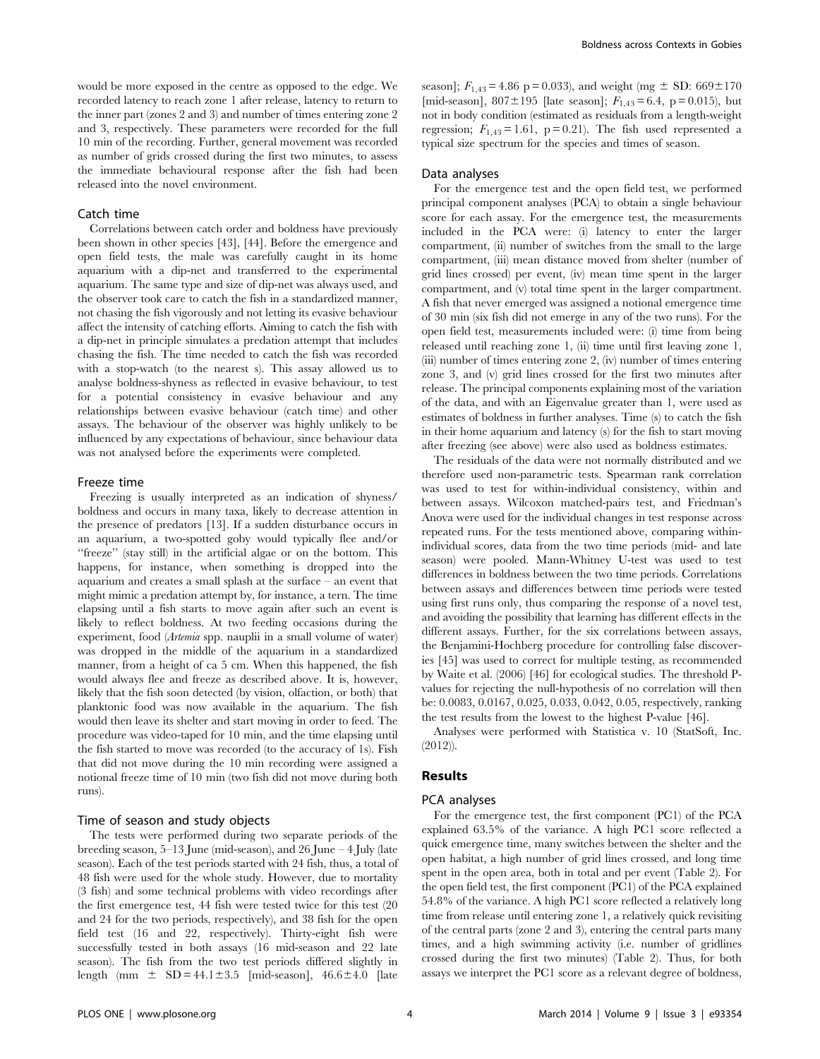would be more exposed in the centre as opposed to the edge. We recorded latency to reach zone 1 after release, latency to return to the inner part (zones 2 and 3) and number of times entering zone 2 and 3, respectively. These parameters were recorded for the full 10 min of the recording. Further, general movement was recorded as number of grids crossed during the first two minutes, to assess the immediate behavioural response after the fish had been released into the novel environment.

### Catch time

Correlations between catch order and boldness have previously been shown in other species [43], [44]. Before the emergence and open field tests, the male was carefully caught in its home aquarium with a dip-net and transferred to the experimental aquarium. The same type and size of dip-net was always used, and the observer took care to catch the fish in a standardized manner, not chasing the fish vigorously and not letting its evasive behaviour affect the intensity of catching efforts. Aiming to catch the fish with a dip-net in principle simulates a predation attempt that includes chasing the fish. The time needed to catch the fish was recorded with a stop-watch (to the nearest s). This assay allowed us to analyse boldness-shyness as reflected in evasive behaviour, to test for a potential consistency in evasive behaviour and any relationships between evasive behaviour (catch time) and other assays. The behaviour of the observer was highly unlikely to be influenced by any expectations of behaviour, since behaviour data was not analysed before the experiments were completed.

### Freeze time

Freezing is usually interpreted as an indication of shyness/boldness and occurs in many taxa, likely to decrease attention in the presence of predators [13]. If a sudden disturbance occurs in an aquarium, a two-spotted goby would typically flee and/or "freeze" (stay still) in the artificial algae or on the bottom. This happens, for instance, when something is dropped into the aquarium and creates a small splash at the surface – an event that might mimic a predation attempt by, for instance, a tern. The time elapsing until a fish starts to move again after such an event is likely to reflect boldness. At two feeding occasions during the experiment, food (*Artemia* spp. nauplii in a small volume of water) was dropped in the middle of the aquarium in a standardized manner, from a height of ca 5 cm. When this happened, the fish would always flee and freeze as described above. It is, however, likely that the fish soon detected (by vision, olfaction, or both) that planktonic food was now available in the aquarium. The fish would then leave its shelter and start moving in order to feed. The procedure was video-taped for 10 min, and the time elapsing until the fish started to move was recorded (to the accuracy of 1s). Fish that did not move during the 10 min recording were assigned a notional freeze time of 10 min (two fish did not move during both runs).

### Time of season and study objects

The tests were performed during two separate periods of the breeding season, 5–13 June (mid-season), and 26 June – 4 July (late season). Each of the test periods started with 24 fish, thus, a total of 48 fish were used for the whole study. However, due to mortality (3 fish) and some technical problems with video recordings after the first emergence test, 44 fish were tested twice for this test (20 and 24 for the two periods, respectively), and 38 fish for the open field test (16 and 22, respectively). Thirty-eight fish were successfully tested in both assays (16 mid-season and 22 late season). The fish from the two test periods differed slightly in length (mm $\pm$ SD = 44.1$\pm$3.5 [mid-season], 46.6$\pm$4.0 [late season]; $F_{1,43} = 4.86$ p = 0.033), and weight (mg $\pm$ SD: 669$\pm$170 [mid-season], 807$\pm$195 [late season]; $F_{1,43} = 6.4$, p = 0.015), but not in body condition (estimated as residuals from a length-weight regression; $F_{1,43} = 1.61$, p = 0.21). The fish used represented a typical size spectrum for the species and times of season.

### Data analyses

For the emergence test and the open field test, we performed principal component analyses (PCA) to obtain a single behaviour score for each assay. For the emergence test, the measurements included in the PCA were: (i) latency to enter the larger compartment, (ii) number of switches from the small to the large compartment, (iii) mean distance moved from shelter (number of grid lines crossed) per event, (iv) mean time spent in the larger compartment, and (v) total time spent in the larger compartment. A fish that never emerged was assigned a notional emergence time of 30 min (six fish did not emerge in any of the two runs). For the open field test, measurements included were: (i) time from being released until reaching zone 1, (ii) time until first leaving zone 1, (iii) number of times entering zone 2, (iv) number of times entering zone 3, and (v) grid lines crossed for the first two minutes after release. The principal components explaining most of the variation of the data, and with an Eigenvalue greater than 1, were used as estimates of boldness in further analyses. Time (s) to catch the fish in their home aquarium and latency (s) for the fish to start moving after freezing (see above) were also used as boldness estimates.

The residuals of the data were not normally distributed and we therefore used non-parametric tests. Spearman rank correlation was used to test for within-individual consistency, within and between assays. Wilcoxon matched-pairs test, and Friedman's Anova were used for the individual changes in test response across repeated runs. For the tests mentioned above, comparing within-individual scores, data from the two time periods (mid- and late season) were pooled. Mann-Whitney U-test was used to test differences in boldness between the two time periods. Correlations between assays and differences between time periods were tested using first runs only, thus comparing the response of a novel test, and avoiding the possibility that learning has different effects in the different assays. Further, for the six correlations between assays, the Benjamini-Hochberg procedure for controlling false discoveries [45] was used to correct for multiple testing, as recommended by Waite et al. (2006) [46] for ecological studies. The threshold P-values for rejecting the null-hypothesis of no correlation will then be: 0.0083, 0.0167, 0.025, 0.033, 0.042, 0.05, respectively, ranking the test results from the lowest to the highest P-value [46].

Analyses were performed with Statistica v. 10 (StatSoft, Inc. (2012)).

## Results

### PCA analyses

For the emergence test, the first component (PC1) of the PCA explained 63.5% of the variance. A high PC1 score reflected a quick emergence time, many switches between the shelter and the open habitat, a high number of grid lines crossed, and long time spent in the open area, both in total and per event (Table 2). For the open field test, the first component (PC1) of the PCA explained 54.8% of the variance. A high PC1 score reflected a relatively long time from release until entering zone 1, a relatively quick revisiting of the central parts (zone 2 and 3), entering the central parts many times, and a high swimming activity (i.e. number of gridlines crossed during the first two minutes) (Table 2). Thus, for both assays we interpret the PC1 score as a relevant degree of boldness,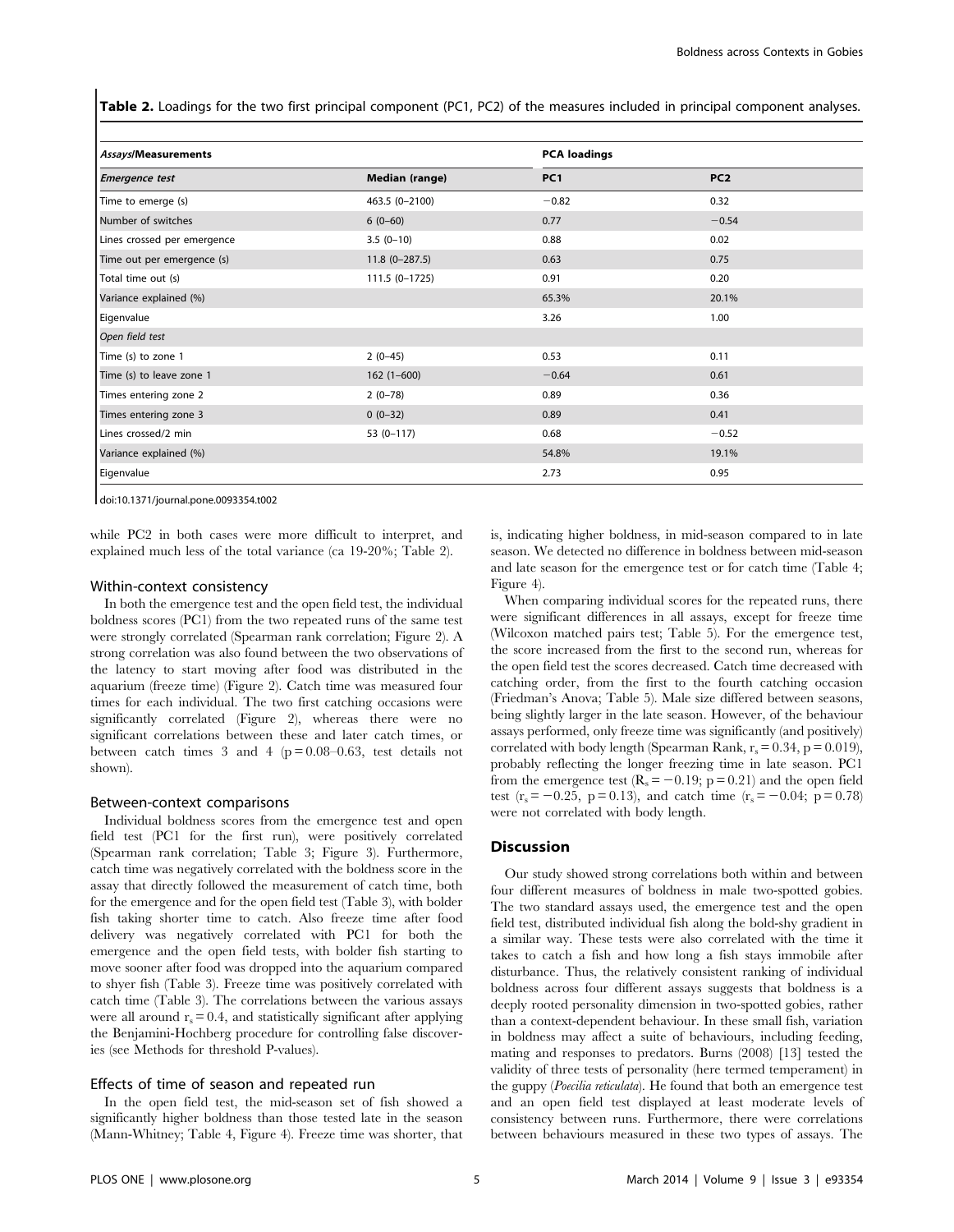**Table 2.** Loadings for the two first principal component (PC1, PC2) of the measures included in principal component analyses.

| *Assays*/**Measurements** | | **PCA loadings** | |
|---|---|---|---|
| ***Emergence test*** | **Median (range)** | **PC1** | **PC2** |
| Time to emerge (s) | 463.5 (0–2100) | −0.82 | 0.32 |
| Number of switches | 6 (0–60) | 0.77 | −0.54 |
| Lines crossed per emergence | 3.5 (0–10) | 0.88 | 0.02 |
| Time out per emergence (s) | 11.8 (0–287.5) | 0.63 | 0.75 |
| Total time out (s) | 111.5 (0–1725) | 0.91 | 0.20 |
| Variance explained (%) | | 65.3% | 20.1% |
| Eigenvalue | | 3.26 | 1.00 |
| *Open field test* | | | |
| Time (s) to zone 1 | 2 (0–45) | 0.53 | 0.11 |
| Time (s) to leave zone 1 | 162 (1–600) | −0.64 | 0.61 |
| Times entering zone 2 | 2 (0–78) | 0.89 | 0.36 |
| Times entering zone 3 | 0 (0–32) | 0.89 | 0.41 |
| Lines crossed/2 min | 53 (0–117) | 0.68 | −0.52 |
| Variance explained (%) | | 54.8% | 19.1% |
| Eigenvalue | | 2.73 | 0.95 |

doi:10.1371/journal.pone.0093354.t002

while PC2 in both cases were more difficult to interpret, and explained much less of the total variance (ca 19-20%; Table 2).

### Within-context consistency

In both the emergence test and the open field test, the individual boldness scores (PC1) from the two repeated runs of the same test were strongly correlated (Spearman rank correlation; Figure 2). A strong correlation was also found between the two observations of the latency to start moving after food was distributed in the aquarium (freeze time) (Figure 2). Catch time was measured four times for each individual. The two first catching occasions were significantly correlated (Figure 2), whereas there were no significant correlations between these and later catch times, or between catch times 3 and 4 ($p = 0.08$–$0.63$, test details not shown).

### Between-context comparisons

Individual boldness scores from the emergence test and open field test (PC1 for the first run), were positively correlated (Spearman rank correlation; Table 3; Figure 3). Furthermore, catch time was negatively correlated with the boldness score in the assay that directly followed the measurement of catch time, both for the emergence and for the open field test (Table 3), with bolder fish taking shorter time to catch. Also freeze time after food delivery was negatively correlated with PC1 for both the emergence and the open field tests, with bolder fish starting to move sooner after food was dropped into the aquarium compared to shyer fish (Table 3). Freeze time was positively correlated with catch time (Table 3). The correlations between the various assays were all around $r_s = 0.4$, and statistically significant after applying the Benjamini-Hochberg procedure for controlling false discoveries (see Methods for threshold P-values).

### Effects of time of season and repeated run

In the open field test, the mid-season set of fish showed a significantly higher boldness than those tested late in the season (Mann-Whitney; Table 4, Figure 4). Freeze time was shorter, that is, indicating higher boldness, in mid-season compared to in late season. We detected no difference in boldness between mid-season and late season for the emergence test or for catch time (Table 4; Figure 4).

When comparing individual scores for the repeated runs, there were significant differences in all assays, except for freeze time (Wilcoxon matched pairs test; Table 5). For the emergence test, the score increased from the first to the second run, whereas for the open field test the scores decreased. Catch time decreased with catching order, from the first to the fourth catching occasion (Friedman's Anova; Table 5). Male size differed between seasons, being slightly larger in the late season. However, of the behaviour assays performed, only freeze time was significantly (and positively) correlated with body length (Spearman Rank, $r_s = 0.34$, $p = 0.019$), probably reflecting the longer freezing time in late season. PC1 from the emergence test ($R_s = -0.19$; $p = 0.21$) and the open field test ($r_s = -0.25$, $p = 0.13$), and catch time ($r_s = -0.04$; $p = 0.78$) were not correlated with body length.

## Discussion

Our study showed strong correlations both within and between four different measures of boldness in male two-spotted gobies. The two standard assays used, the emergence test and the open field test, distributed individual fish along the bold-shy gradient in a similar way. These tests were also correlated with the time it takes to catch a fish and how long a fish stays immobile after disturbance. Thus, the relatively consistent ranking of individual boldness across four different assays suggests that boldness is a deeply rooted personality dimension in two-spotted gobies, rather than a context-dependent behaviour. In these small fish, variation in boldness may affect a suite of behaviours, including feeding, mating and responses to predators. Burns (2008) [13] tested the validity of three tests of personality (here termed temperament) in the guppy (*Poecilia reticulata*). He found that both an emergence test and an open field test displayed at least moderate levels of consistency between runs. Furthermore, there were correlations between behaviours measured in these two types of assays. The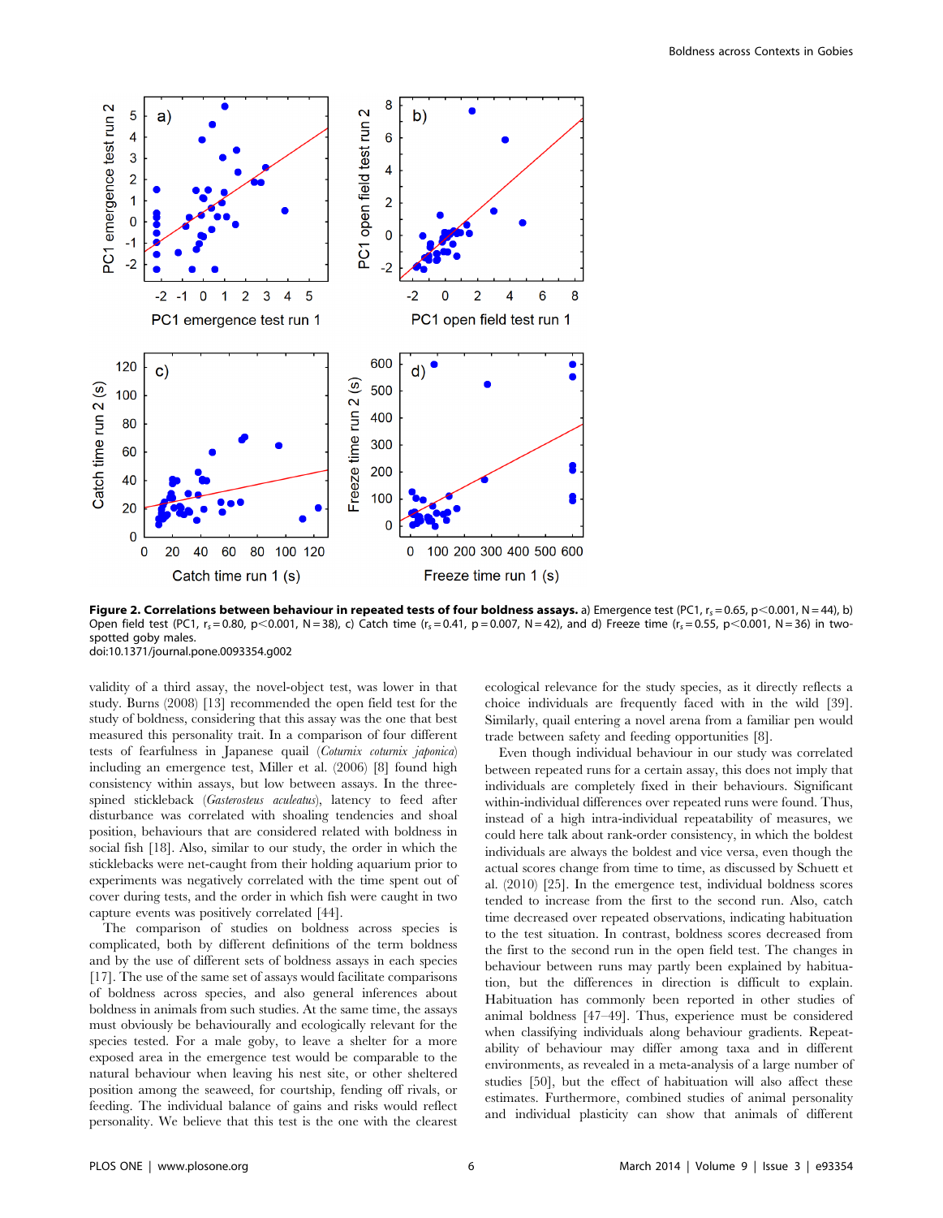**Figure 2. Correlations between behaviour in repeated tests of four boldness assays.** a) Emergence test (PC1, $r_s = 0.65$, $p < 0.001$, N = 44), b) Open field test (PC1, $r_s = 0.80$, $p < 0.001$, N = 38), c) Catch time ($r_s = 0.41$, $p = 0.007$, N = 42), and d) Freeze time ($r_s = 0.55$, $p < 0.001$, N = 36) in two-spotted goby males.
doi:10.1371/journal.pone.0093354.g002

validity of a third assay, the novel-object test, was lower in that study. Burns (2008) [13] recommended the open field test for the study of boldness, considering that this assay was the one that best measured this personality trait. In a comparison of four different tests of fearfulness in Japanese quail (*Coturnix coturnix japonica*) including an emergence test, Miller et al. (2006) [8] found high consistency within assays, but low between assays. In the three-spined stickleback (*Gasterosteus aculeatus*), latency to feed after disturbance was correlated with shoaling tendencies and shoal position, behaviours that are considered related with boldness in social fish [18]. Also, similar to our study, the order in which the sticklebacks were net-caught from their holding aquarium prior to experiments was negatively correlated with the time spent out of cover during tests, and the order in which fish were caught in two capture events was positively correlated [44].

The comparison of studies on boldness across species is complicated, both by different definitions of the term boldness and by the use of different sets of boldness assays in each species [17]. The use of the same set of assays would facilitate comparisons of boldness across species, and also general inferences about boldness in animals from such studies. At the same time, the assays must obviously be behaviourally and ecologically relevant for the species tested. For a male goby, to leave a shelter for a more exposed area in the emergence test would be comparable to the natural behaviour when leaving his nest site, or other sheltered position among the seaweed, for courtship, fending off rivals, or feeding. The individual balance of gains and risks would reflect personality. We believe that this test is the one with the clearest ecological relevance for the study species, as it directly reflects a choice individuals are frequently faced with in the wild [39]. Similarly, quail entering a novel arena from a familiar pen would trade between safety and feeding opportunities [8].

Even though individual behaviour in our study was correlated between repeated runs for a certain assay, this does not imply that individuals are completely fixed in their behaviours. Significant within-individual differences over repeated runs were found. Thus, instead of a high intra-individual repeatability of measures, we could here talk about rank-order consistency, in which the boldest individuals are always the boldest and vice versa, even though the actual scores change from time to time, as discussed by Schuett et al. (2010) [25]. In the emergence test, individual boldness scores tended to increase from the first to the second run. Also, catch time decreased over repeated observations, indicating habituation to the test situation. In contrast, boldness scores decreased from the first to the second run in the open field test. The changes in behaviour between runs may partly been explained by habituation, but the differences in direction is difficult to explain. Habituation has commonly been reported in other studies of animal boldness [47–49]. Thus, experience must be considered when classifying individuals along behaviour gradients. Repeatability of behaviour may differ among taxa and in different environments, as revealed in a meta-analysis of a large number of studies [50], but the effect of habituation will also affect these estimates. Furthermore, combined studies of animal personality and individual plasticity can show that animals of different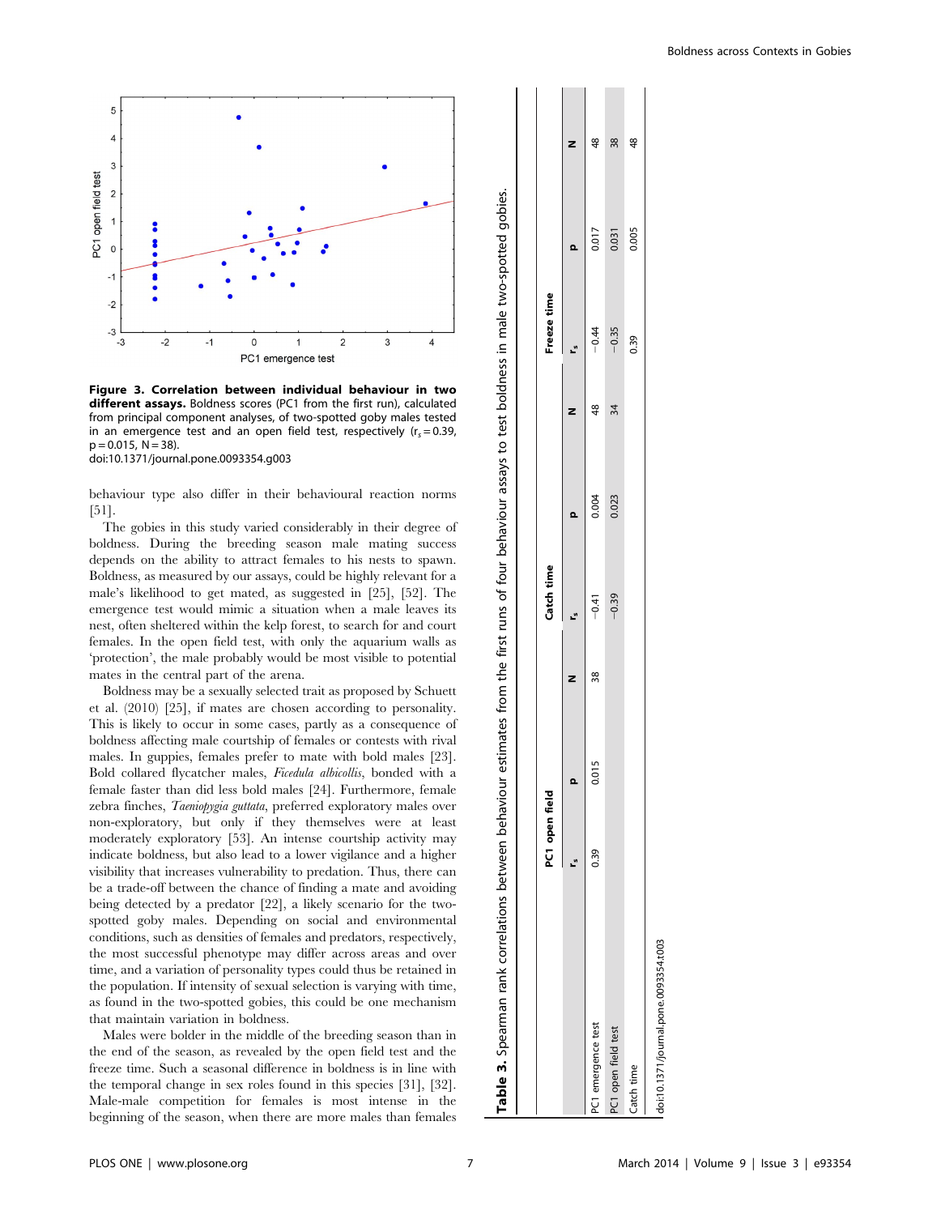**Figure 3. Correlation between individual behaviour in two different assays.** Boldness scores (PC1 from the first run), calculated from principal component analyses, of two-spotted goby males tested in an emergence test and an open field test, respectively ($r_s = 0.39$, $p = 0.015$, $N = 38$).
doi:10.1371/journal.pone.0093354.g003

behaviour type also differ in their behavioural reaction norms [51].

The gobies in this study varied considerably in their degree of boldness. During the breeding season male mating success depends on the ability to attract females to his nests to spawn. Boldness, as measured by our assays, could be highly relevant for a male's likelihood to get mated, as suggested in [25], [52]. The emergence test would mimic a situation when a male leaves its nest, often sheltered within the kelp forest, to search for and court females. In the open field test, with only the aquarium walls as 'protection', the male probably would be most visible to potential mates in the central part of the arena.

Boldness may be a sexually selected trait as proposed by Schuett et al. (2010) [25], if mates are chosen according to personality. This is likely to occur in some cases, partly as a consequence of boldness affecting male courtship of females or contests with rival males. In guppies, females prefer to mate with bold males [23]. Bold collared flycatcher males, *Ficedula albicollis*, bonded with a female faster than did less bold males [24]. Furthermore, female zebra finches, *Taeniopygia guttata*, preferred exploratory males over non-exploratory, but only if they themselves were at least moderately exploratory [53]. An intense courtship activity may indicate boldness, but also lead to a lower vigilance and a higher visibility that increases vulnerability to predation. Thus, there can be a trade-off between the chance of finding a mate and avoiding being detected by a predator [22], a likely scenario for the two-spotted goby males. Depending on social and environmental conditions, such as densities of females and predators, respectively, the most successful phenotype may differ across areas and over time, and a variation of personality types could thus be retained in the population. If intensity of sexual selection is varying with time, as found in the two-spotted gobies, this could be one mechanism that maintain variation in boldness.

Males were bolder in the middle of the breeding season than in the end of the season, as revealed by the open field test and the freeze time. Such a seasonal difference in boldness is in line with the temporal change in sex roles found in this species [31], [32]. Male-male competition for females is most intense in the beginning of the season, when there are more males than females

**Table 3.** Spearman rank correlations between behaviour estimates from the first runs of four behaviour assays to test boldness in male two-spotted gobies.

| | PC1 open field | | | Catch time | | | Freeze time | | |
|---|---|---|---|---|---|---|---|---|---|
| | $r_s$ | p | N | $r_s$ | p | N | $r_s$ | p | N |
| PC1 emergence test | 0.39 | 0.015 | 38 | −0.41 | 0.004 | 48 | −0.44 | 0.017 | 48 |
| PC1 open field test | | | | −0.39 | 0.023 | 34 | −0.35 | 0.031 | 38 |
| Catch time | | | | | | | 0.39 | 0.005 | 48 |

doi:10.1371/journal.pone.0093354.t003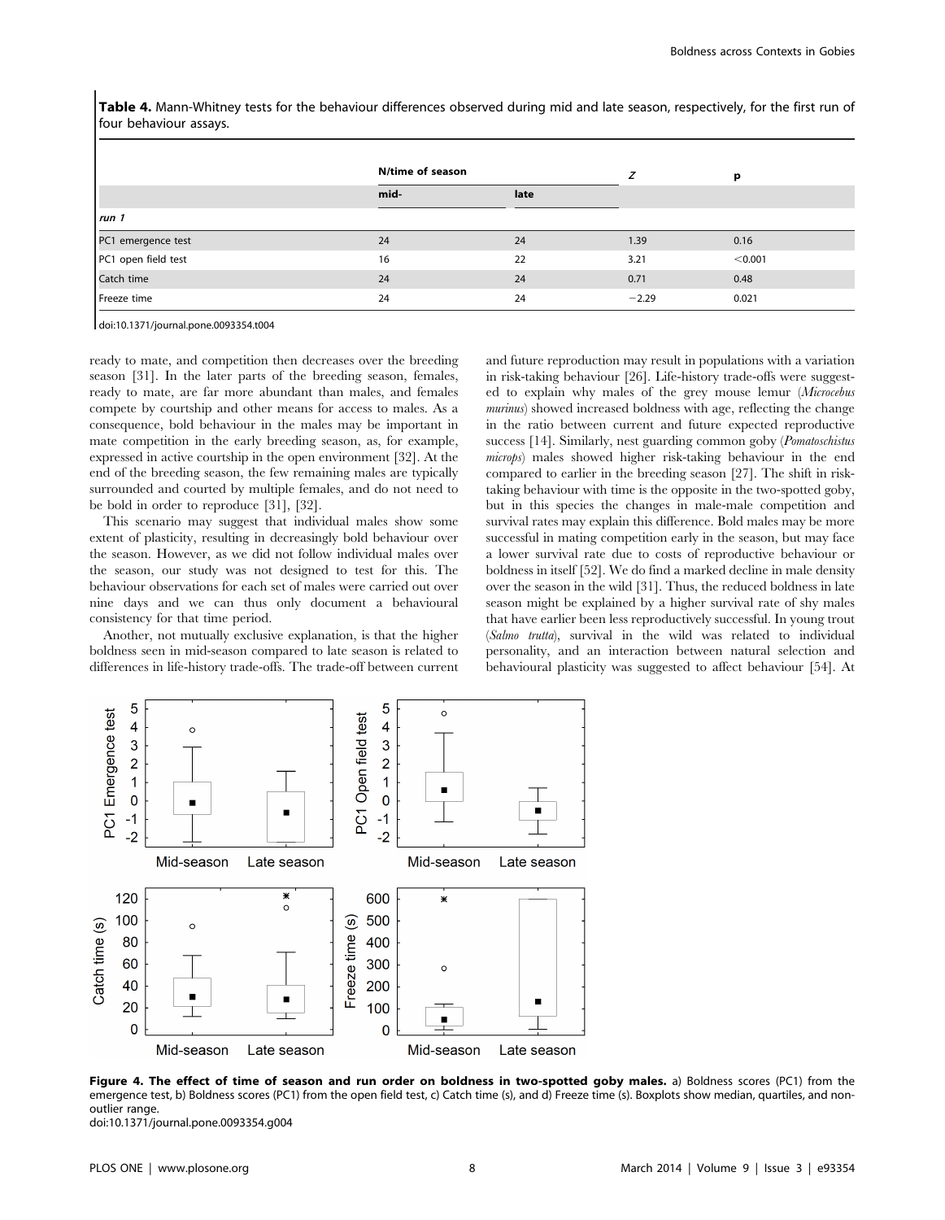**Table 4.** Mann-Whitney tests for the behaviour differences observed during mid and late season, respectively, for the first run of four behaviour assays.

| | N/time of season | | Z | p |
|---|---|---|---|---|
| | mid- | late | | |
| *run 1* | | | | |
| PC1 emergence test | 24 | 24 | 1.39 | 0.16 |
| PC1 open field test | 16 | 22 | 3.21 | <0.001 |
| Catch time | 24 | 24 | 0.71 | 0.48 |
| Freeze time | 24 | 24 | −2.29 | 0.021 |

doi:10.1371/journal.pone.0093354.t004

ready to mate, and competition then decreases over the breeding season [31]. In the later parts of the breeding season, females, ready to mate, are far more abundant than males, and females compete by courtship and other means for access to males. As a consequence, bold behaviour in the males may be important in mate competition in the early breeding season, as, for example, expressed in active courtship in the open environment [32]. At the end of the breeding season, the few remaining males are typically surrounded and courted by multiple females, and do not need to be bold in order to reproduce [31], [32].

This scenario may suggest that individual males show some extent of plasticity, resulting in decreasingly bold behaviour over the season. However, as we did not follow individual males over the season, our study was not designed to test for this. The behaviour observations for each set of males were carried out over nine days and we can thus only document a behavioural consistency for that time period.

Another, not mutually exclusive explanation, is that the higher boldness seen in mid-season compared to late season is related to differences in life-history trade-offs. The trade-off between current and future reproduction may result in populations with a variation in risk-taking behaviour [26]. Life-history trade-offs were suggested to explain why males of the grey mouse lemur (*Microcebus murinus*) showed increased boldness with age, reflecting the change in the ratio between current and future expected reproductive success [14]. Similarly, nest guarding common goby (*Pomatoschistus microps*) males showed higher risk-taking behaviour in the end compared to earlier in the breeding season [27]. The shift in risk-taking behaviour with time is the opposite in the two-spotted goby, but in this species the changes in male-male competition and survival rates may explain this difference. Bold males may be more successful in mating competition early in the season, but may face a lower survival rate due to costs of reproductive behaviour or boldness in itself [52]. We do find a marked decline in male density over the season in the wild [31]. Thus, the reduced boldness in late season might be explained by a higher survival rate of shy males that have earlier been less reproductively successful. In young trout (*Salmo trutta*), survival in the wild was related to individual personality, and an interaction between natural selection and behavioural plasticity was suggested to affect behaviour [54]. At

**Figure 4. The effect of time of season and run order on boldness in two-spotted goby males.** a) Boldness scores (PC1) from the emergence test, b) Boldness scores (PC1) from the open field test, c) Catch time (s), and d) Freeze time (s). Boxplots show median, quartiles, and non-outlier range.
doi:10.1371/journal.pone.0093354.g004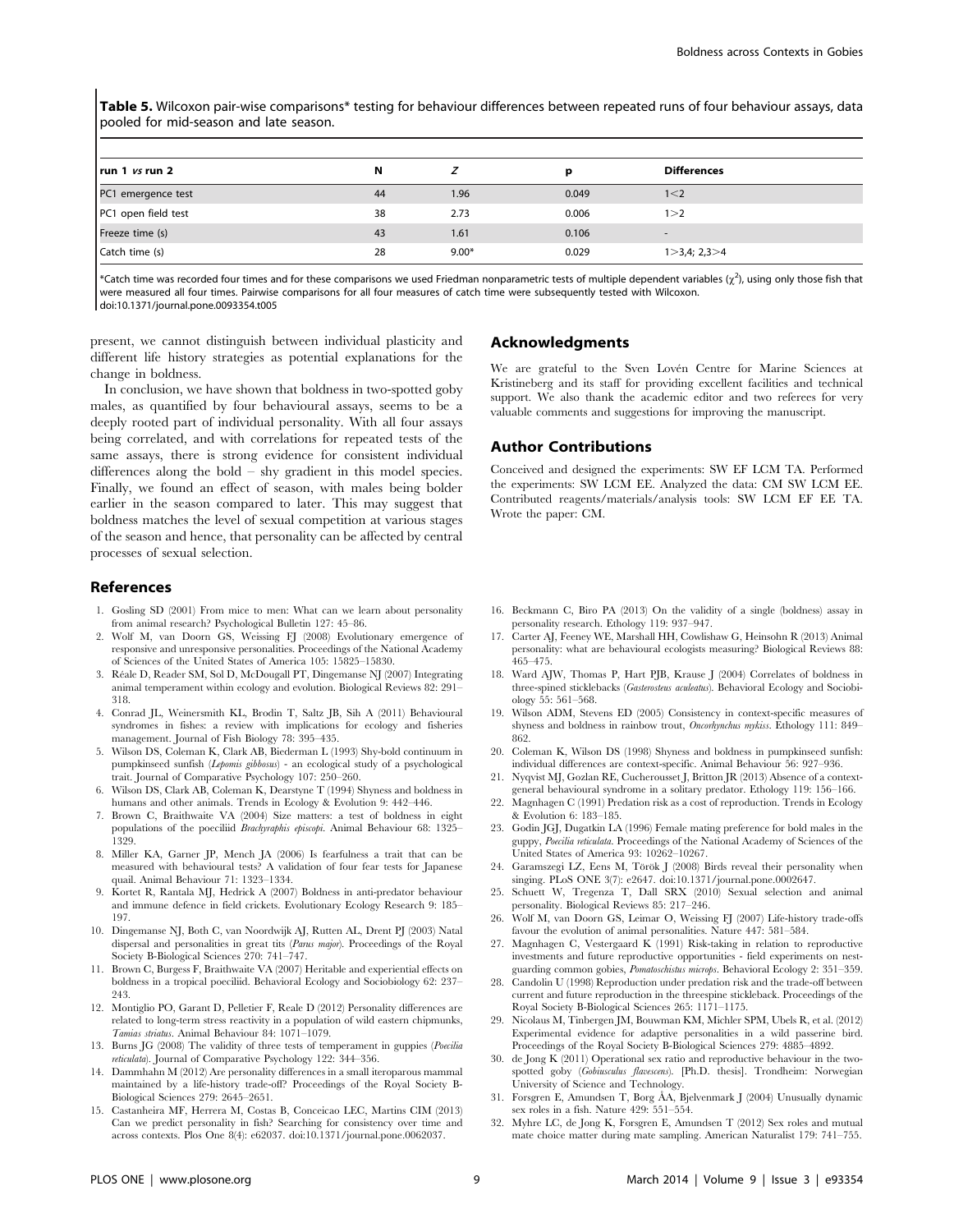**Table 5.** Wilcoxon pair-wise comparisons* testing for behaviour differences between repeated runs of four behaviour assays, data pooled for mid-season and late season.

| run 1 *vs* run 2 | N | Z | p | Differences |
|---|---|---|---|---|
| PC1 emergence test | 44 | 1.96 | 0.049 | 1<2 |
| PC1 open field test | 38 | 2.73 | 0.006 | 1>2 |
| Freeze time (s) | 43 | 1.61 | 0.106 | - |
| Catch time (s) | 28 | 9.00* | 0.029 | 1>3,4; 2,3>4 |

*Catch time was recorded four times and for these comparisons we used Friedman nonparametric tests of multiple dependent variables ($\chi^2$), using only those fish that were measured all four times. Pairwise comparisons for all four measures of catch time were subsequently tested with Wilcoxon.
doi:10.1371/journal.pone.0093354.t005

present, we cannot distinguish between individual plasticity and different life history strategies as potential explanations for the change in boldness.

In conclusion, we have shown that boldness in two-spotted goby males, as quantified by four behavioural assays, seems to be a deeply rooted part of individual personality. With all four assays being correlated, and with correlations for repeated tests of the same assays, there is strong evidence for consistent individual differences along the bold – shy gradient in this model species. Finally, we found an effect of season, with males being bolder earlier in the season compared to later. This may suggest that boldness matches the level of sexual competition at various stages of the season and hence, that personality can be affected by central processes of sexual selection.

## Acknowledgments

We are grateful to the Sven Lovén Centre for Marine Sciences at Kristineberg and its staff for providing excellent facilities and technical support. We also thank the academic editor and two referees for very valuable comments and suggestions for improving the manuscript.

## Author Contributions

Conceived and designed the experiments: SW EF LCM TA. Performed the experiments: SW LCM EE. Analyzed the data: CM SW LCM EE. Contributed reagents/materials/analysis tools: SW LCM EF EE TA. Wrote the paper: CM.

## References

1. Gosling SD (2001) From mice to men: What can we learn about personality from animal research? Psychological Bulletin 127: 45–86.
2. Wolf M, van Doorn GS, Weissing FJ (2008) Evolutionary emergence of responsive and unresponsive personalities. Proceedings of the National Academy of Sciences of the United States of America 105: 15825–15830.
3. Réale D, Reader SM, Sol D, McDougall PT, Dingemanse NJ (2007) Integrating animal temperament within ecology and evolution. Biological Reviews 82: 291–318.
4. Conrad JL, Weinersmith KL, Brodin T, Saltz JB, Sih A (2011) Behavioural syndromes in fishes: a review with implications for ecology and fisheries management. Journal of Fish Biology 78: 395–435.
5. Wilson DS, Coleman K, Clark AB, Biederman L (1993) Shy-bold continuum in pumpkinseed sunfish (*Lepomis gibbosus*) - an ecological study of a psychological trait. Journal of Comparative Psychology 107: 250–260.
6. Wilson DS, Clark AB, Coleman K, Dearstyne T (1994) Shyness and boldness in humans and other animals. Trends in Ecology & Evolution 9: 442–446.
7. Brown C, Braithwaite VA (2004) Size matters: a test of boldness in eight populations of the poeciliid *Brachyraphis episcopi*. Animal Behaviour 68: 1325–1329.
8. Miller KA, Garner JP, Mench JA (2006) Is fearfulness a trait that can be measured with behavioural tests? A validation of four fear tests for Japanese quail. Animal Behaviour 71: 1323–1334.
9. Kortet R, Rantala MJ, Hedrick A (2007) Boldness in anti-predator behaviour and immune defence in field crickets. Evolutionary Ecology Research 9: 185–197.
10. Dingemanse NJ, Both C, van Noordwijk AJ, Rutten AL, Drent PJ (2003) Natal dispersal and personalities in great tits (*Parus major*). Proceedings of the Royal Society B-Biological Sciences 270: 741–747.
11. Brown C, Burgess F, Braithwaite VA (2007) Heritable and experiential effects on boldness in a tropical poeciliid. Behavioral Ecology and Sociobiology 62: 237–243.
12. Montiglio PO, Garant D, Pelletier F, Reale D (2012) Personality differences are related to long-term stress reactivity in a population of wild eastern chipmunks, *Tamias striatus*. Animal Behaviour 84: 1071–1079.
13. Burns JG (2008) The validity of three tests of temperament in guppies (*Poecilia reticulata*). Journal of Comparative Psychology 122: 344–356.
14. Dammhahn M (2012) Are personality differences in a small iteroparous mammal maintained by a life-history trade-off? Proceedings of the Royal Society B-Biological Sciences 279: 2645–2651.
15. Castanheira MF, Herrera M, Costas B, Conceicao LEC, Martins CIM (2013) Can we predict personality in fish? Searching for consistency over time and across contexts. Plos One 8(4): e62037. doi:10.1371/journal.pone.0062037.
16. Beckmann C, Biro PA (2013) On the validity of a single (boldness) assay in personality research. Ethology 119: 937–947.
17. Carter AJ, Feeney WE, Marshall HH, Cowlishaw G, Heinsohn R (2013) Animal personality: what are behavioural ecologists measuring? Biological Reviews 88: 465–475.
18. Ward AJW, Thomas P, Hart PJB, Krause J (2004) Correlates of boldness in three-spined sticklebacks (*Gasterosteus aculeatus*). Behavioral Ecology and Sociobiology 55: 561–568.
19. Wilson ADM, Stevens ED (2005) Consistency in context-specific measures of shyness and boldness in rainbow trout, *Oncorhynchus mykiss*. Ethology 111: 849–862.
20. Coleman K, Wilson DS (1998) Shyness and boldness in pumpkinseed sunfish: individual differences are context-specific. Animal Behaviour 56: 927–936.
21. Nyqvist MJ, Gozlan RE, Cucherousset J, Britton JR (2013) Absence of a context-general behavioural syndrome in a solitary predator. Ethology 119: 156–166.
22. Magnhagen C (1991) Predation risk as a cost of reproduction. Trends in Ecology & Evolution 6: 183–185.
23. Godin JGJ, Dugatkin LA (1996) Female mating preference for bold males in the guppy, *Poecilia reticulata*. Proceedings of the National Academy of Sciences of the United States of America 93: 10262–10267.
24. Garamszegi LZ, Eens M, Török J (2008) Birds reveal their personality when singing. PLoS ONE 3(7): e2647. doi:10.1371/journal.pone.0002647.
25. Schuett W, Tregenza T, Dall SRX (2010) Sexual selection and animal personality. Biological Reviews 85: 217–246.
26. Wolf M, van Doorn GS, Leimar O, Weissing FJ (2007) Life-history trade-offs favour the evolution of animal personalities. Nature 447: 581–584.
27. Magnhagen C, Vestergaard K (1991) Risk-taking in relation to reproductive investments and future reproductive opportunities - field experiments on nest-guarding common gobies, *Pomatoschistus microps*. Behavioral Ecology 2: 351–359.
28. Candolin U (1998) Reproduction under predation risk and the trade-off between current and future reproduction in the threespine stickleback. Proceedings of the Royal Society B-Biological Sciences 265: 1171–1175.
29. Nicolaus M, Tinbergen JM, Bouwman KM, Michler SPM, Ubels R, et al. (2012) Experimental evidence for adaptive personalities in a wild passerine bird. Proceedings of the Royal Society B-Biological Sciences 279: 4885–4892.
30. de Jong K (2011) Operational sex ratio and reproductive behaviour in the two-spotted goby (*Gobiusculus flavescens*). [Ph.D. thesis]. Trondheim: Norwegian University of Science and Technology.
31. Forsgren E, Amundsen T, Borg ÅA, Bjelvenmark J (2004) Unusually dynamic sex roles in a fish. Nature 429: 551–554.
32. Myhre LC, de Jong K, Forsgren E, Amundsen T (2012) Sex roles and mutual mate choice matter during mate sampling. American Naturalist 179: 741–755.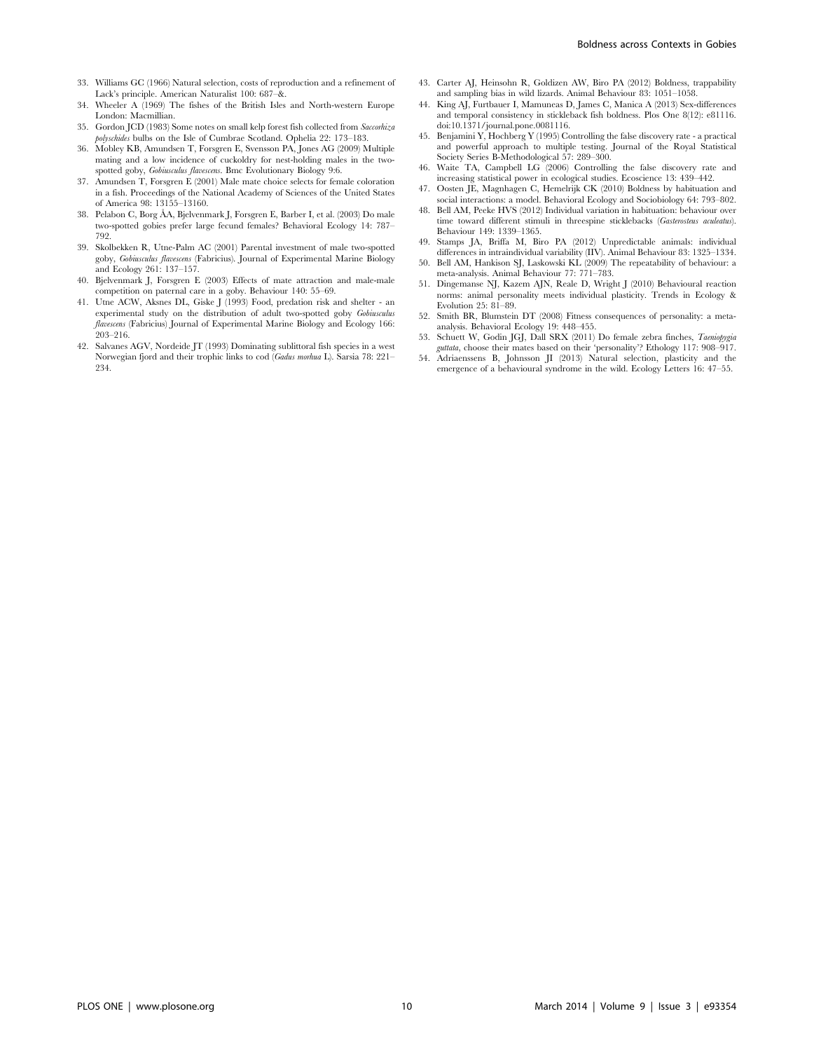33. Williams GC (1966) Natural selection, costs of reproduction and a refinement of Lack's principle. American Naturalist 100: 687–&.
34. Wheeler A (1969) The fishes of the British Isles and North-western Europe London: Macmillian.
35. Gordon JCD (1983) Some notes on small kelp forest fish collected from *Saccorhiza polyschides* bulbs on the Isle of Cumbrae Scotland. Ophelia 22: 173–183.
36. Mobley KB, Amundsen T, Forsgren E, Svensson PA, Jones AG (2009) Multiple mating and a low incidence of cuckoldry for nest-holding males in the two-spotted goby, *Gobiusculus flavescens*. Bmc Evolutionary Biology 9:6.
37. Amundsen T, Forsgren E (2001) Male mate choice selects for female coloration in a fish. Proceedings of the National Academy of Sciences of the United States of America 98: 13155–13160.
38. Pelabon C, Borg ÅA, Bjelvenmark J, Forsgren E, Barber I, et al. (2003) Do male two-spotted gobies prefer large fecund females? Behavioral Ecology 14: 787–792.
39. Skolbekken R, Utne-Palm AC (2001) Parental investment of male two-spotted goby, *Gobiusculus flavescens* (Fabricius). Journal of Experimental Marine Biology and Ecology 261: 137–157.
40. Bjelvenmark J, Forsgren E (2003) Effects of mate attraction and male-male competition on paternal care in a goby. Behaviour 140: 55–69.
41. Utne ACW, Aksnes DL, Giske J (1993) Food, predation risk and shelter - an experimental study on the distribution of adult two-spotted goby *Gobiusculus flavescens* (Fabricius) Journal of Experimental Marine Biology and Ecology 166: 203–216.
42. Salvanes AGV, Nordeide JT (1993) Dominating sublittoral fish species in a west Norwegian fjord and their trophic links to cod (*Gadus morhua* L). Sarsia 78: 221–234.
43. Carter AJ, Heinsohn R, Goldizen AW, Biro PA (2012) Boldness, trappability and sampling bias in wild lizards. Animal Behaviour 83: 1051–1058.
44. King AJ, Furtbauer I, Mamuneas D, James C, Manica A (2013) Sex-differences and temporal consistency in stickleback fish boldness. Plos One 8(12): e81116. doi:10.1371/journal.pone.0081116.
45. Benjamini Y, Hochberg Y (1995) Controlling the false discovery rate - a practical and powerful approach to multiple testing. Journal of the Royal Statistical Society Series B-Methodological 57: 289–300.
46. Waite TA, Campbell LG (2006) Controlling the false discovery rate and increasing statistical power in ecological studies. Ecoscience 13: 439–442.
47. Oosten JE, Magnhagen C, Hemelrijk CK (2010) Boldness by habituation and social interactions: a model. Behavioral Ecology and Sociobiology 64: 793–802.
48. Bell AM, Peeke HVS (2012) Individual variation in habituation: behaviour over time toward different stimuli in threespine sticklebacks (*Gasterosteus aculeatus*). Behaviour 149: 1339–1365.
49. Stamps JA, Briffa M, Biro PA (2012) Unpredictable animals: individual differences in intraindividual variability (IIV). Animal Behaviour 83: 1325–1334.
50. Bell AM, Hankison SJ, Laskowski KL (2009) The repeatability of behaviour: a meta-analysis. Animal Behaviour 77: 771–783.
51. Dingemanse NJ, Kazem AJN, Reale D, Wright J (2010) Behavioural reaction norms: animal personality meets individual plasticity. Trends in Ecology & Evolution 25: 81–89.
52. Smith BR, Blumstein DT (2008) Fitness consequences of personality: a meta-analysis. Behavioral Ecology 19: 448–455.
53. Schuett W, Godin JGJ, Dall SRX (2011) Do female zebra finches, *Taeniopygia guttata*, choose their mates based on their 'personality'? Ethology 117: 908–917.
54. Adriaenssens B, Johnsson JI (2013) Natural selection, plasticity and the emergence of a behavioural syndrome in the wild. Ecology Letters 16: 47–55.